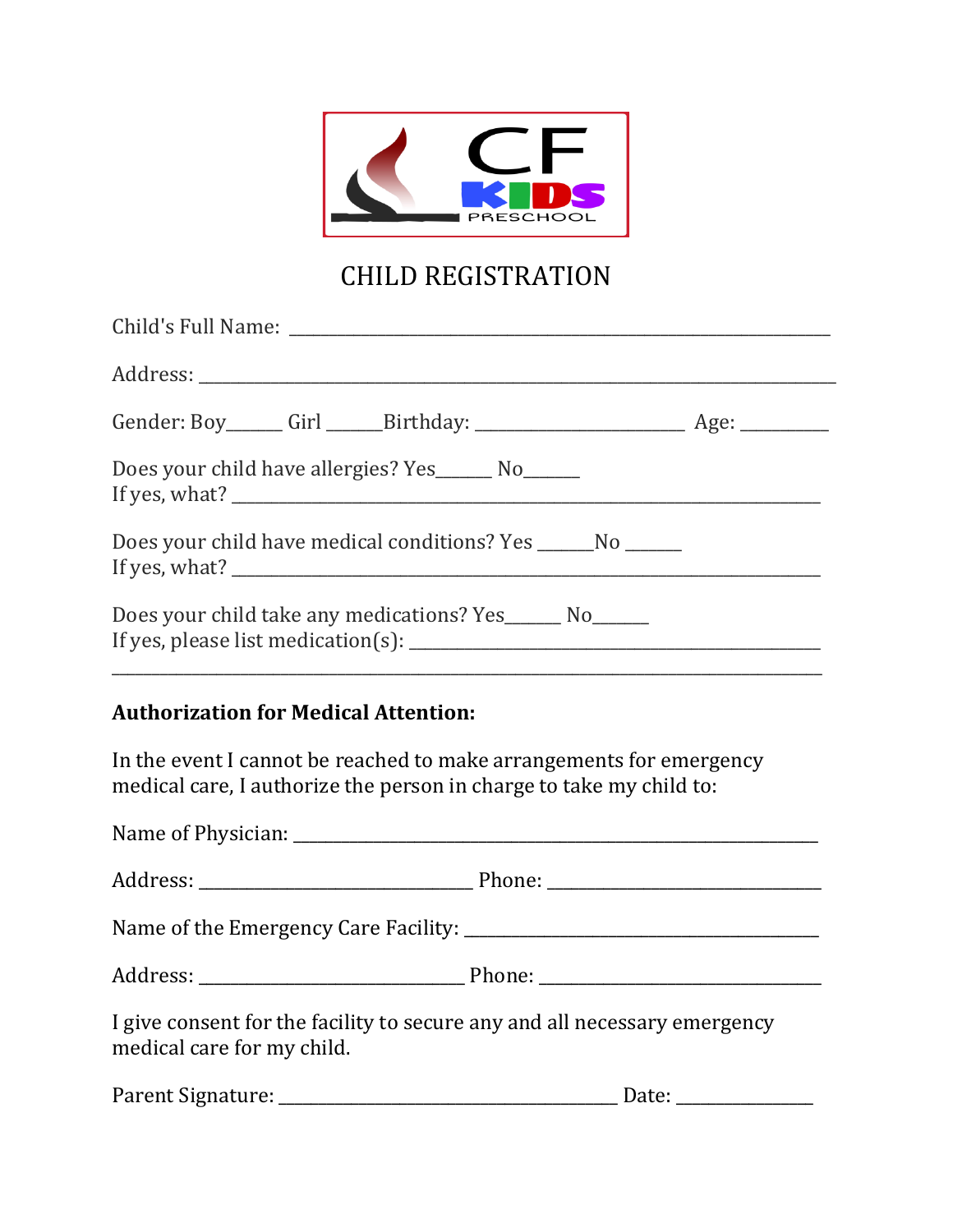# CHILD REGISTRATION

Child's Full Name: ____________________________________________________________

Address: ______________________________________________________________________

Gender: Boy______ Girl ______Birthday: _______________________ Age: _________

Does your child have allergies? Yes______ No______
If yes, what? __________________________________________________________________

Does your child have medical conditions? Yes ______No ______
If yes, what? __________________________________________________________________

Does your child take any medications? Yes______ No______
If yes, please list medication(s): ____________________________________________
________________________________________________________________________________

**Authorization for Medical Attention:**

In the event I cannot be reached to make arrangements for emergency medical care, I authorize the person in charge to take my child to:

Name of Physician: _____________________________________________________________

Address: ______________________________ Phone: ______________________________

Name of the Emergency Care Facility: ____________________________________

Address: _____________________________ Phone: _______________________________

I give consent for the facility to secure any and all necessary emergency medical care for my child.

Parent Signature: _____________________________________ Date: ______________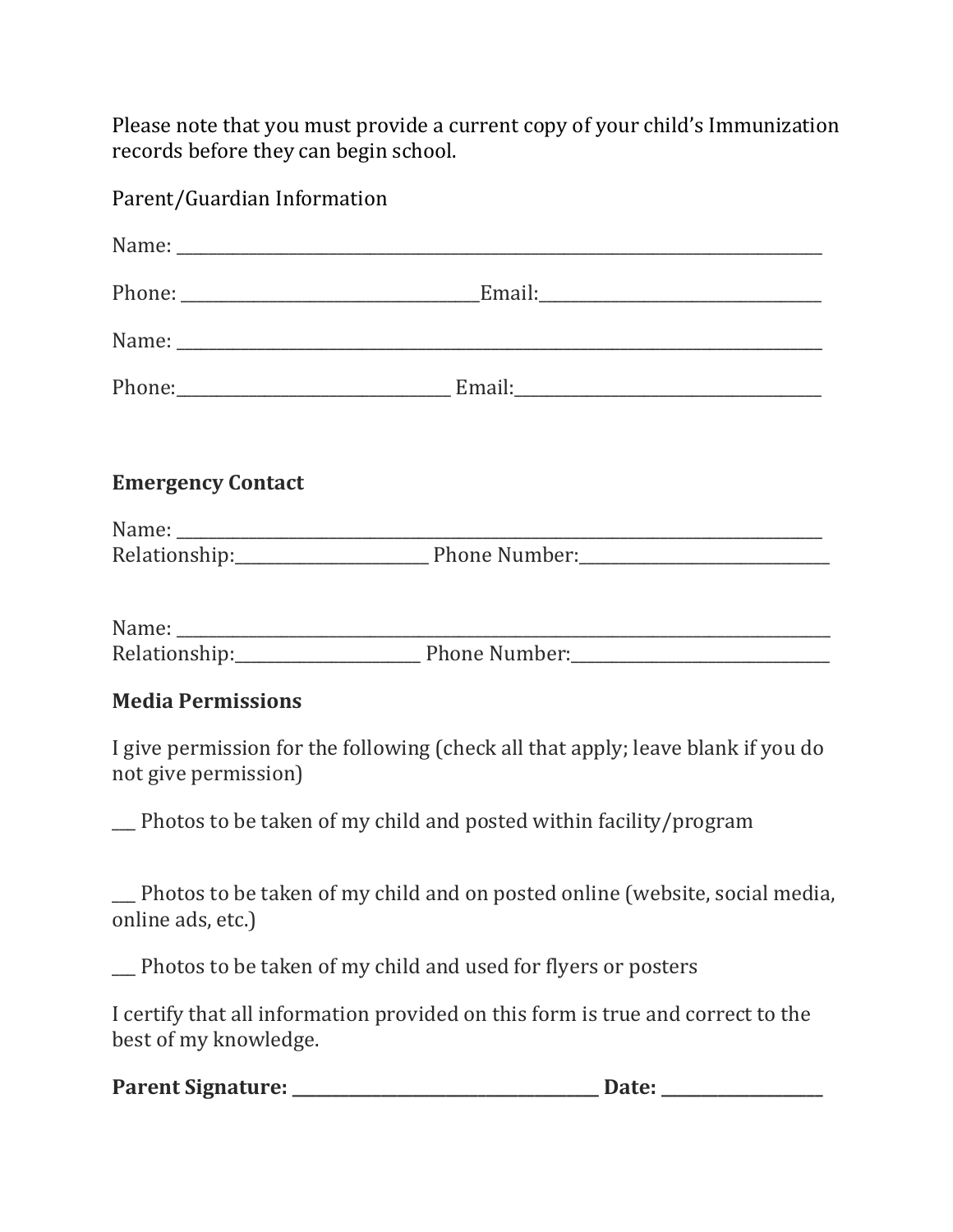Please note that you must provide a current copy of your child's Immunization records before they can begin school.

Parent/Guardian Information

Name: ___________________________________________________________________________

Phone: __________________________________Email:________________________________

Name: ___________________________________________________________________________

Phone:_______________________________ Email:__________________________________

**Emergency Contact**

Name: ___________________________________________________________________________
Relationship:______________________ Phone Number:____________________________

Name: ___________________________________________________________________________
Relationship:_____________________ Phone Number:_____________________________

**Media Permissions**

I give permission for the following (check all that apply; leave blank if you do not give permission)

___ Photos to be taken of my child and posted within facility/program

___ Photos to be taken of my child and on posted online (website, social media, online ads, etc.)

___ Photos to be taken of my child and used for flyers or posters

I certify that all information provided on this form is true and correct to the best of my knowledge.

**Parent Signature: ___________________________________ Date: _________________**